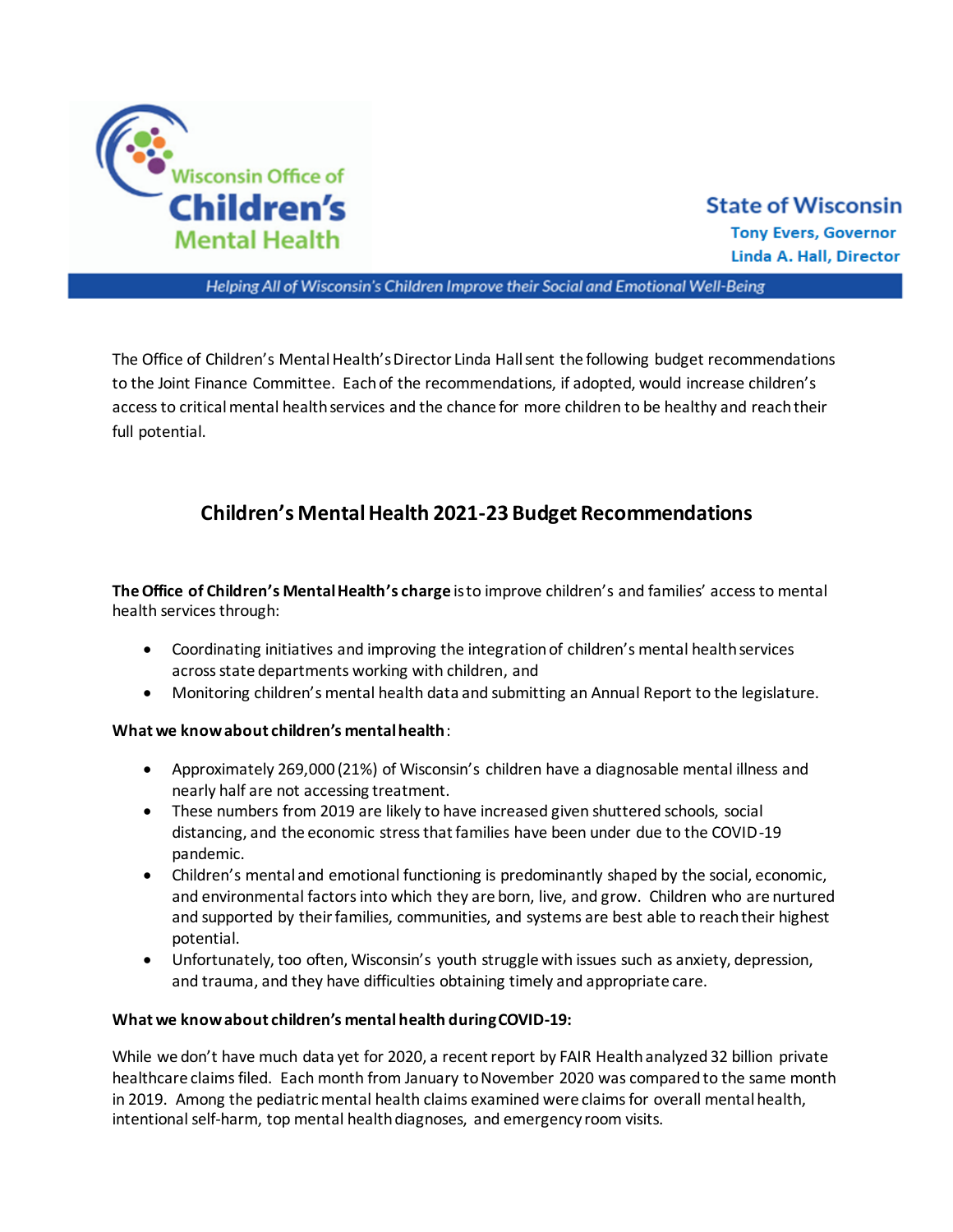Wisconsin Office of **Children's** Mental Health

**State of Wisconsin**
**Tony Evers, Governor**
**Linda A. Hall, Director**

*Helping All of Wisconsin's Children Improve their Social and Emotional Well-Being*

The Office of Children's Mental Health's Director Linda Hall sent the following budget recommendations to the Joint Finance Committee. Each of the recommendations, if adopted, would increase children's access to critical mental health services and the chance for more children to be healthy and reach their full potential.

## Children's Mental Health 2021-23 Budget Recommendations

**The Office of Children's Mental Health's charge** is to improve children's and families' access to mental health services through:

- Coordinating initiatives and improving the integration of children's mental health services across state departments working with children, and
- Monitoring children's mental health data and submitting an Annual Report to the legislature.

**What we know about children's mental health**:

- Approximately 269,000 (21%) of Wisconsin's children have a diagnosable mental illness and nearly half are not accessing treatment.
- These numbers from 2019 are likely to have increased given shuttered schools, social distancing, and the economic stress that families have been under due to the COVID-19 pandemic.
- Children's mental and emotional functioning is predominantly shaped by the social, economic, and environmental factors into which they are born, live, and grow. Children who are nurtured and supported by their families, communities, and systems are best able to reach their highest potential.
- Unfortunately, too often, Wisconsin's youth struggle with issues such as anxiety, depression, and trauma, and they have difficulties obtaining timely and appropriate care.

**What we know about children's mental health during COVID-19:**

While we don't have much data yet for 2020, a recent report by FAIR Health analyzed 32 billion private healthcare claims filed. Each month from January to November 2020 was compared to the same month in 2019. Among the pediatric mental health claims examined were claims for overall mental health, intentional self-harm, top mental health diagnoses, and emergency room visits.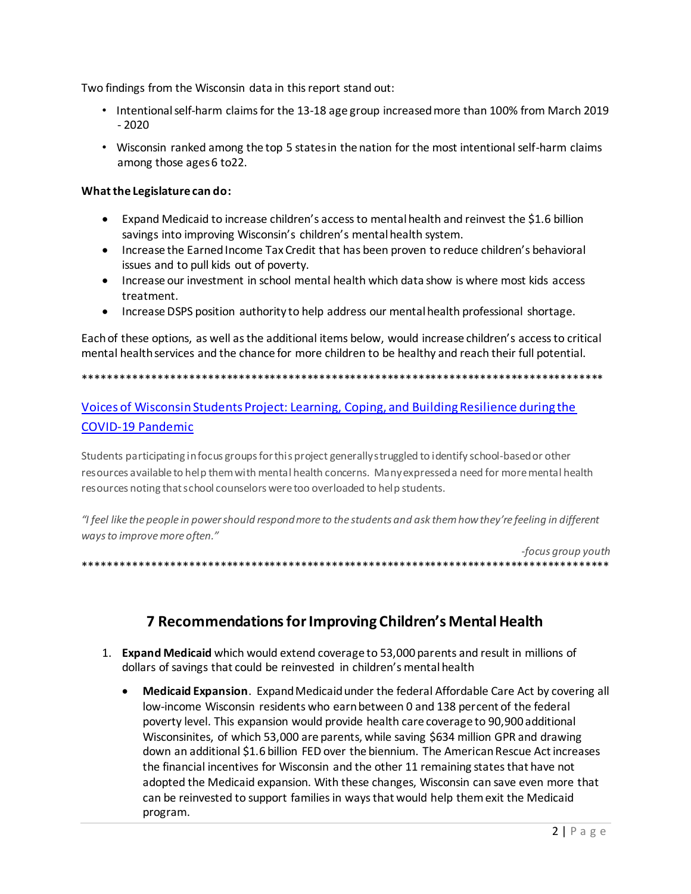Two findings from the Wisconsin data in this report stand out:

- Intentional self-harm claims for the 13-18 age group increased more than 100% from March 2019 - 2020
- Wisconsin ranked among the top 5 states in the nation for the most intentional self-harm claims among those ages 6 to22.

**What the Legislature can do:**

- Expand Medicaid to increase children's access to mental health and reinvest the $1.6 billion savings into improving Wisconsin's children's mental health system.
- Increase the Earned Income Tax Credit that has been proven to reduce children's behavioral issues and to pull kids out of poverty.
- Increase our investment in school mental health which data show is where most kids access treatment.
- Increase DSPS position authority to help address our mental health professional shortage.

Each of these options, as well as the additional items below, would increase children's access to critical mental health services and the chance for more children to be healthy and reach their full potential.

*************************************************************************************

[Voices of Wisconsin Students Project: Learning, Coping, and Building Resilience during the COVID-19 Pandemic]()

Students participating in focus groups for this project generally struggled to identify school-based or other resources available to help them with mental health concerns. Many expressed a need for more mental health resources noting that school counselors were too overloaded to help students.

*"I feel like the people in power should respond more to the students and ask them how they're feeling in different ways to improve more often."*

*-focus group youth*

*************************************************************************************

## 7 Recommendations for Improving Children's Mental Health

1. **Expand Medicaid** which would extend coverage to 53,000 parents and result in millions of dollars of savings that could be reinvested in children's mental health
   - **Medicaid Expansion**. Expand Medicaid under the federal Affordable Care Act by covering all low-income Wisconsin residents who earn between 0 and 138 percent of the federal poverty level. This expansion would provide health care coverage to 90,900 additional Wisconsinites, of which 53,000 are parents, while saving $634 million GPR and drawing down an additional $1.6 billion FED over the biennium. The American Rescue Act increases the financial incentives for Wisconsin and the other 11 remaining states that have not adopted the Medicaid expansion. With these changes, Wisconsin can save even more that can be reinvested to support families in ways that would help them exit the Medicaid program.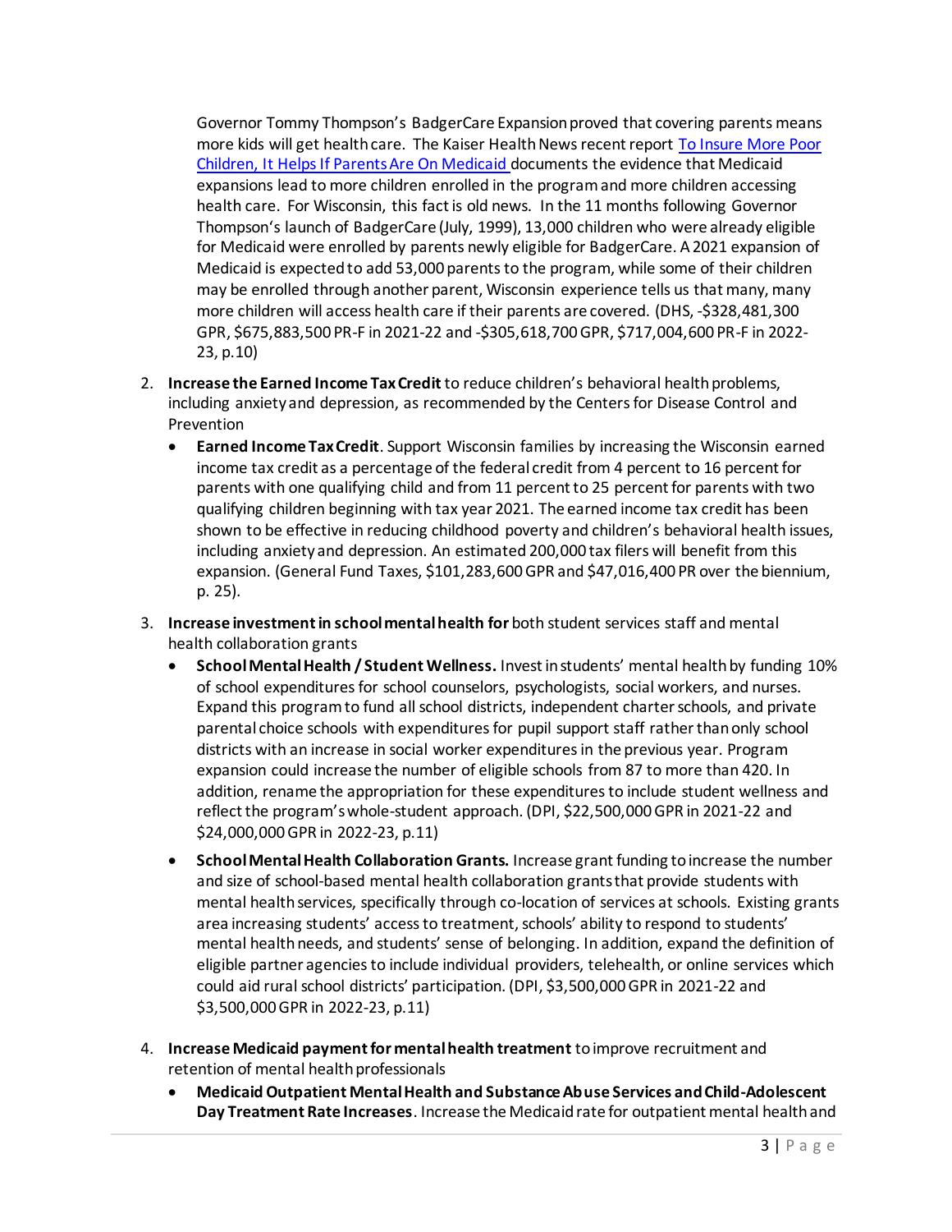Governor Tommy Thompson's BadgerCare Expansion proved that covering parents means more kids will get health care. The Kaiser Health News recent report [To Insure More Poor Children, It Helps If Parents Are On Medicaid] documents the evidence that Medicaid expansions lead to more children enrolled in the program and more children accessing health care. For Wisconsin, this fact is old news. In the 11 months following Governor Thompson's launch of BadgerCare (July, 1999), 13,000 children who were already eligible for Medicaid were enrolled by parents newly eligible for BadgerCare. A 2021 expansion of Medicaid is expected to add 53,000 parents to the program, while some of their children may be enrolled through another parent, Wisconsin experience tells us that many, many more children will access health care if their parents are covered. (DHS, -$328,481,300 GPR, $675,883,500 PR-F in 2021-22 and -$305,618,700 GPR, $717,004,600 PR-F in 2022-23, p.10)

2. **Increase the Earned Income Tax Credit** to reduce children's behavioral health problems, including anxiety and depression, as recommended by the Centers for Disease Control and Prevention
   - **Earned Income Tax Credit**. Support Wisconsin families by increasing the Wisconsin earned income tax credit as a percentage of the federal credit from 4 percent to 16 percent for parents with one qualifying child and from 11 percent to 25 percent for parents with two qualifying children beginning with tax year 2021. The earned income tax credit has been shown to be effective in reducing childhood poverty and children's behavioral health issues, including anxiety and depression. An estimated 200,000 tax filers will benefit from this expansion. (General Fund Taxes, $101,283,600 GPR and $47,016,400 PR over the biennium, p. 25).

3. **Increase investment in school mental health for** both student services staff and mental health collaboration grants
   - **School Mental Health / Student Wellness.** Invest in students' mental health by funding 10% of school expenditures for school counselors, psychologists, social workers, and nurses. Expand this program to fund all school districts, independent charter schools, and private parental choice schools with expenditures for pupil support staff rather than only school districts with an increase in social worker expenditures in the previous year. Program expansion could increase the number of eligible schools from 87 to more than 420. In addition, rename the appropriation for these expenditures to include student wellness and reflect the program's whole-student approach. (DPI, $22,500,000 GPR in 2021-22 and $24,000,000 GPR in 2022-23, p.11)
   - **School Mental Health Collaboration Grants.** Increase grant funding to increase the number and size of school-based mental health collaboration grants that provide students with mental health services, specifically through co-location of services at schools. Existing grants area increasing students' access to treatment, schools' ability to respond to students' mental health needs, and students' sense of belonging. In addition, expand the definition of eligible partner agencies to include individual providers, telehealth, or online services which could aid rural school districts' participation. (DPI, $3,500,000 GPR in 2021-22 and $3,500,000 GPR in 2022-23, p.11)

4. **Increase Medicaid payment for mental health treatment** to improve recruitment and retention of mental health professionals
   - **Medicaid Outpatient Mental Health and Substance Abuse Services and Child-Adolescent Day Treatment Rate Increases**. Increase the Medicaid rate for outpatient mental health and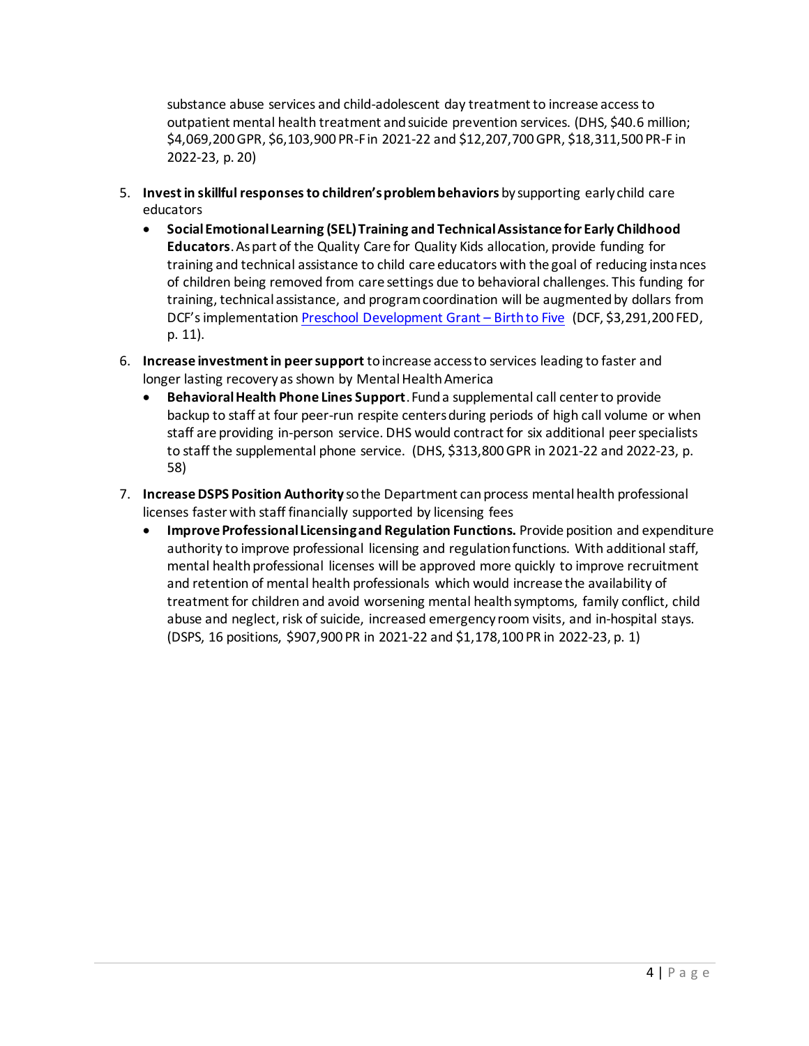substance abuse services and child-adolescent day treatment to increase access to outpatient mental health treatment and suicide prevention services. (DHS, $40.6 million; $4,069,200 GPR, $6,103,900 PR-F in 2021-22 and $12,207,700 GPR, $18,311,500 PR-F in 2022-23, p. 20)

5. **Invest in skillful responses to children's problem behaviors** by supporting early child care educators
   - **Social Emotional Learning (SEL) Training and Technical Assistance for Early Childhood Educators**. As part of the Quality Care for Quality Kids allocation, provide funding for training and technical assistance to child care educators with the goal of reducing instances of children being removed from care settings due to behavioral challenges. This funding for training, technical assistance, and program coordination will be augmented by dollars from DCF's implementation [Preschool Development Grant – Birth to Five](#) (DCF, $3,291,200 FED, p. 11).
6. **Increase investment in peer support** to increase access to services leading to faster and longer lasting recovery as shown by Mental Health America
   - **Behavioral Health Phone Lines Support**. Fund a supplemental call center to provide backup to staff at four peer-run respite centers during periods of high call volume or when staff are providing in-person service. DHS would contract for six additional peer specialists to staff the supplemental phone service. (DHS, $313,800 GPR in 2021-22 and 2022-23, p. 58)
7. **Increase DSPS Position Authority** so the Department can process mental health professional licenses faster with staff financially supported by licensing fees
   - **Improve Professional Licensing and Regulation Functions.** Provide position and expenditure authority to improve professional licensing and regulation functions. With additional staff, mental health professional licenses will be approved more quickly to improve recruitment and retention of mental health professionals which would increase the availability of treatment for children and avoid worsening mental health symptoms, family conflict, child abuse and neglect, risk of suicide, increased emergency room visits, and in-hospital stays. (DSPS, 16 positions, $907,900 PR in 2021-22 and $1,178,100 PR in 2022-23, p. 1)